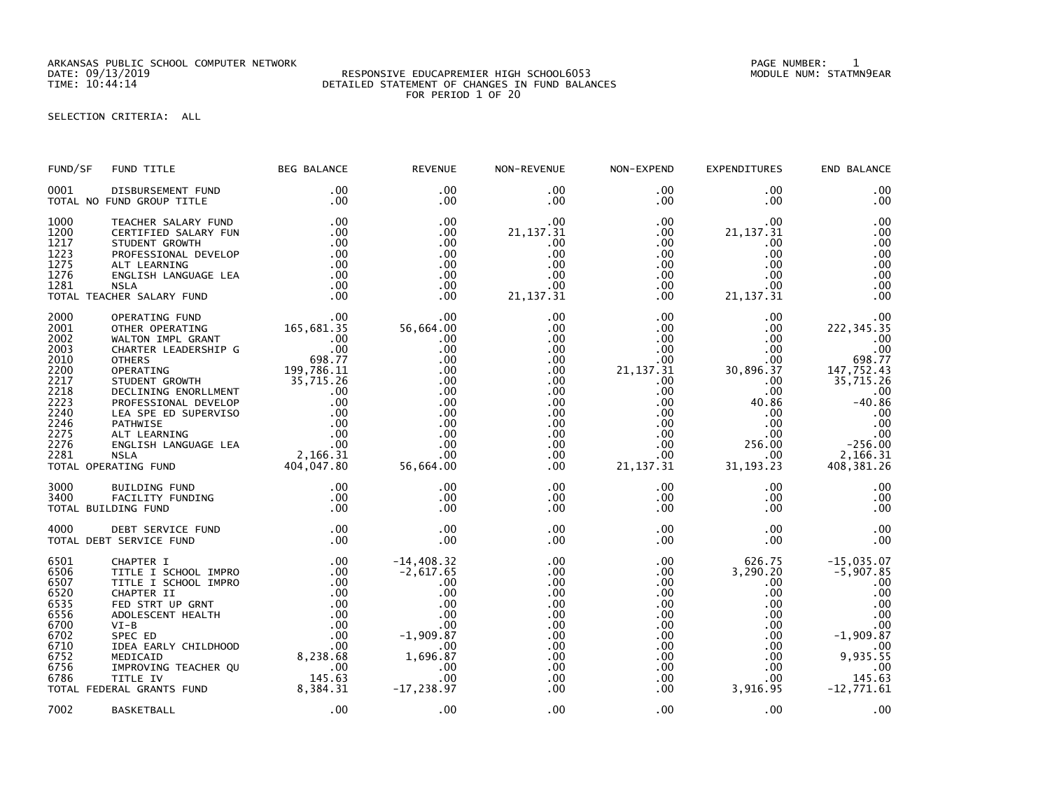ARKANSAS PUBLIC SCHOOL COMPUTER NETWORK
DATE: 09/13/2019
TIME: 10:44:14

RESPONSIVE EDUCAPREMIER HIGH SCHOOL6053
DETAILED STATEMENT OF CHANGES IN FUND BALANCES
FOR PERIOD 1 OF 20

PAGE NUMBER: 1
MODULE NUM: STATMN9EAR

SELECTION CRITERIA: ALL

| FUND/SF | FUND TITLE | BEG BALANCE | REVENUE | NON-REVENUE | NON-EXPEND | EXPENDITURES | END BALANCE |
|---|---|---|---|---|---|---|---|
| 0001 | DISBURSEMENT FUND | .00 | .00 | .00 | .00 | .00 | .00 |
| TOTAL NO FUND GROUP TITLE | | .00 | .00 | .00 | .00 | .00 | .00 |
| 1000 | TEACHER SALARY FUND | .00 | .00 | .00 | .00 | .00 | .00 |
| 1200 | CERTIFIED SALARY FUN | .00 | .00 | 21,137.31 | .00 | 21,137.31 | .00 |
| 1217 | STUDENT GROWTH | .00 | .00 | .00 | .00 | .00 | .00 |
| 1223 | PROFESSIONAL DEVELOP | .00 | .00 | .00 | .00 | .00 | .00 |
| 1275 | ALT LEARNING | .00 | .00 | .00 | .00 | .00 | .00 |
| 1276 | ENGLISH LANGUAGE LEA | .00 | .00 | .00 | .00 | .00 | .00 |
| 1281 | NSLA | .00 | .00 | .00 | .00 | .00 | .00 |
| TOTAL TEACHER SALARY FUND | | .00 | .00 | 21,137.31 | .00 | 21,137.31 | .00 |
| 2000 | OPERATING FUND | .00 | .00 | .00 | .00 | .00 | .00 |
| 2001 | OTHER OPERATING | 165,681.35 | 56,664.00 | .00 | .00 | .00 | 222,345.35 |
| 2002 | WALTON IMPL GRANT | .00 | .00 | .00 | .00 | .00 | .00 |
| 2003 | CHARTER LEADERSHIP G | .00 | .00 | .00 | .00 | .00 | .00 |
| 2010 | OTHERS | 698.77 | .00 | .00 | .00 | .00 | 698.77 |
| 2200 | OPERATING | 199,786.11 | .00 | .00 | 21,137.31 | 30,896.37 | 147,752.43 |
| 2217 | STUDENT GROWTH | 35,715.26 | .00 | .00 | .00 | .00 | 35,715.26 |
| 2218 | DECLINING ENORLLMENT | .00 | .00 | .00 | .00 | .00 | .00 |
| 2223 | PROFESSIONAL DEVELOP | .00 | .00 | .00 | .00 | 40.86 | -40.86 |
| 2240 | LEA SPE ED SUPERVISO | .00 | .00 | .00 | .00 | .00 | .00 |
| 2246 | PATHWISE | .00 | .00 | .00 | .00 | .00 | .00 |
| 2275 | ALT LEARNING | .00 | .00 | .00 | .00 | .00 | .00 |
| 2276 | ENGLISH LANGUAGE LEA | .00 | .00 | .00 | .00 | 256.00 | -256.00 |
| 2281 | NSLA | 2,166.31 | .00 | .00 | .00 | .00 | 2,166.31 |
| TOTAL OPERATING FUND | | 404,047.80 | 56,664.00 | .00 | 21,137.31 | 31,193.23 | 408,381.26 |
| 3000 | BUILDING FUND | .00 | .00 | .00 | .00 | .00 | .00 |
| 3400 | FACILITY FUNDING | .00 | .00 | .00 | .00 | .00 | .00 |
| TOTAL BUILDING FUND | | .00 | .00 | .00 | .00 | .00 | .00 |
| 4000 | DEBT SERVICE FUND | .00 | .00 | .00 | .00 | .00 | .00 |
| TOTAL DEBT SERVICE FUND | | .00 | .00 | .00 | .00 | .00 | .00 |
| 6501 | CHAPTER I | .00 | -14,408.32 | .00 | .00 | 626.75 | -15,035.07 |
| 6506 | TITLE I SCHOOL IMPRO | .00 | -2,617.65 | .00 | .00 | 3,290.20 | -5,907.85 |
| 6507 | TITLE I SCHOOL IMPRO | .00 | .00 | .00 | .00 | .00 | .00 |
| 6520 | CHAPTER II | .00 | .00 | .00 | .00 | .00 | .00 |
| 6535 | FED STRT UP GRNT | .00 | .00 | .00 | .00 | .00 | .00 |
| 6556 | ADOLESCENT HEALTH | .00 | .00 | .00 | .00 | .00 | .00 |
| 6700 | VI-B | .00 | .00 | .00 | .00 | .00 | .00 |
| 6702 | SPEC ED | .00 | -1,909.87 | .00 | .00 | .00 | -1,909.87 |
| 6710 | IDEA EARLY CHILDHOOD | .00 | .00 | .00 | .00 | .00 | .00 |
| 6752 | MEDICAID | 8,238.68 | 1,696.87 | .00 | .00 | .00 | 9,935.55 |
| 6756 | IMPROVING TEACHER QU | .00 | .00 | .00 | .00 | .00 | .00 |
| 6786 | TITLE IV | 145.63 | .00 | .00 | .00 | .00 | 145.63 |
| TOTAL FEDERAL GRANTS FUND | | 8,384.31 | -17,238.97 | .00 | .00 | 3,916.95 | -12,771.61 |
| 7002 | BASKETBALL | .00 | .00 | .00 | .00 | .00 | .00 |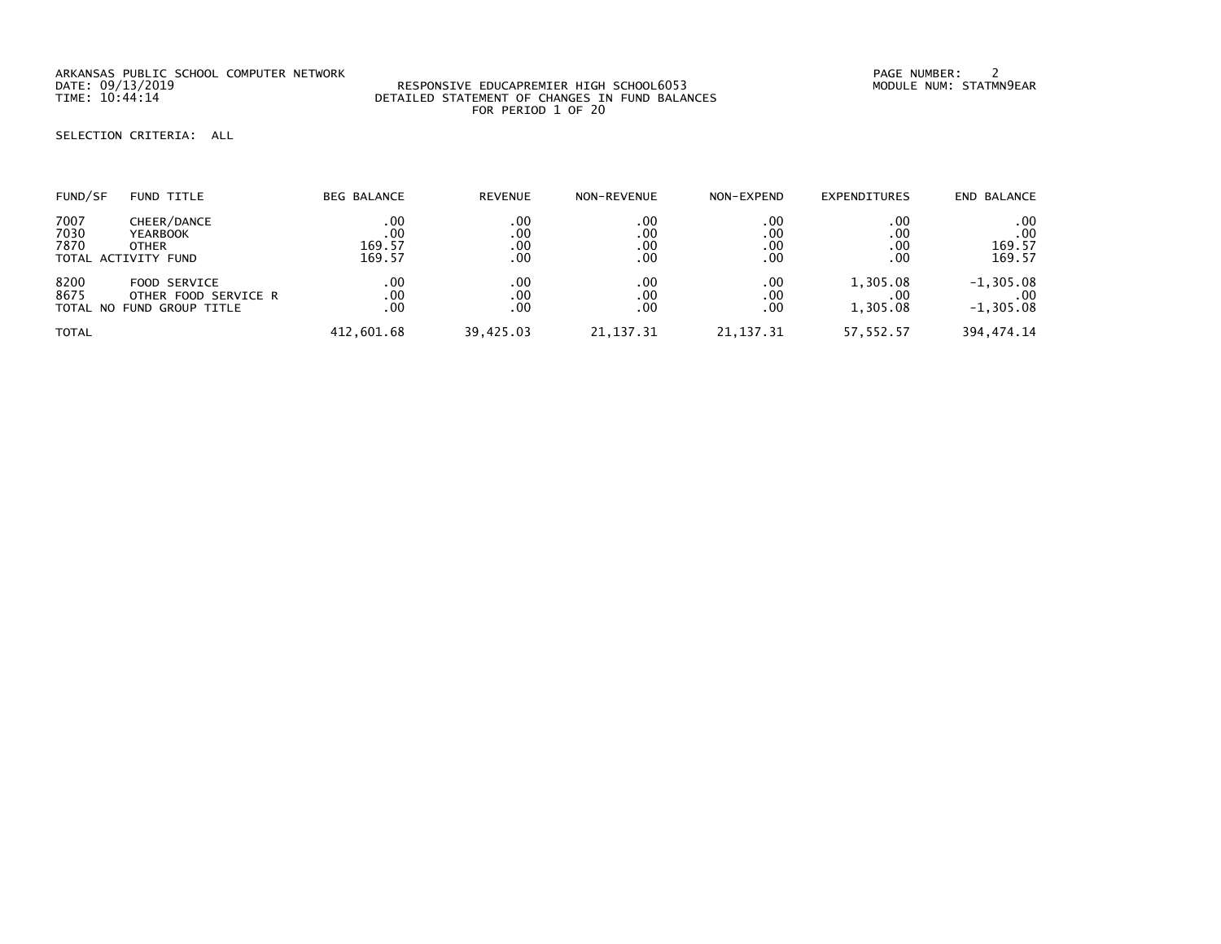ARKANSAS PUBLIC SCHOOL COMPUTER NETWORK
DATE: 09/13/2019
TIME: 10:44:14

PAGE NUMBER: 2
MODULE NUM: STATMN9EAR

RESPONSIVE EDUCAPREMIER HIGH SCHOOL6053
DETAILED STATEMENT OF CHANGES IN FUND BALANCES
FOR PERIOD 1 OF 20

SELECTION CRITERIA: ALL

| FUND/SF | FUND TITLE | BEG BALANCE | REVENUE | NON-REVENUE | NON-EXPEND | EXPENDITURES | END BALANCE |
|---|---|---|---|---|---|---|---|
| 7007 | CHEER/DANCE | .00 | .00 | .00 | .00 | .00 | .00 |
| 7030 | YEARBOOK | .00 | .00 | .00 | .00 | .00 | .00 |
| 7870 | OTHER | 169.57 | .00 | .00 | .00 | .00 | 169.57 |
| TOTAL ACTIVITY FUND | | 169.57 | .00 | .00 | .00 | .00 | 169.57 |
| 8200 | FOOD SERVICE | .00 | .00 | .00 | .00 | 1,305.08 | -1,305.08 |
| 8675 | OTHER FOOD SERVICE R | .00 | .00 | .00 | .00 | .00 | .00 |
| TOTAL NO FUND GROUP TITLE | | .00 | .00 | .00 | .00 | 1,305.08 | -1,305.08 |
| TOTAL | | 412,601.68 | 39,425.03 | 21,137.31 | 21,137.31 | 57,552.57 | 394,474.14 |